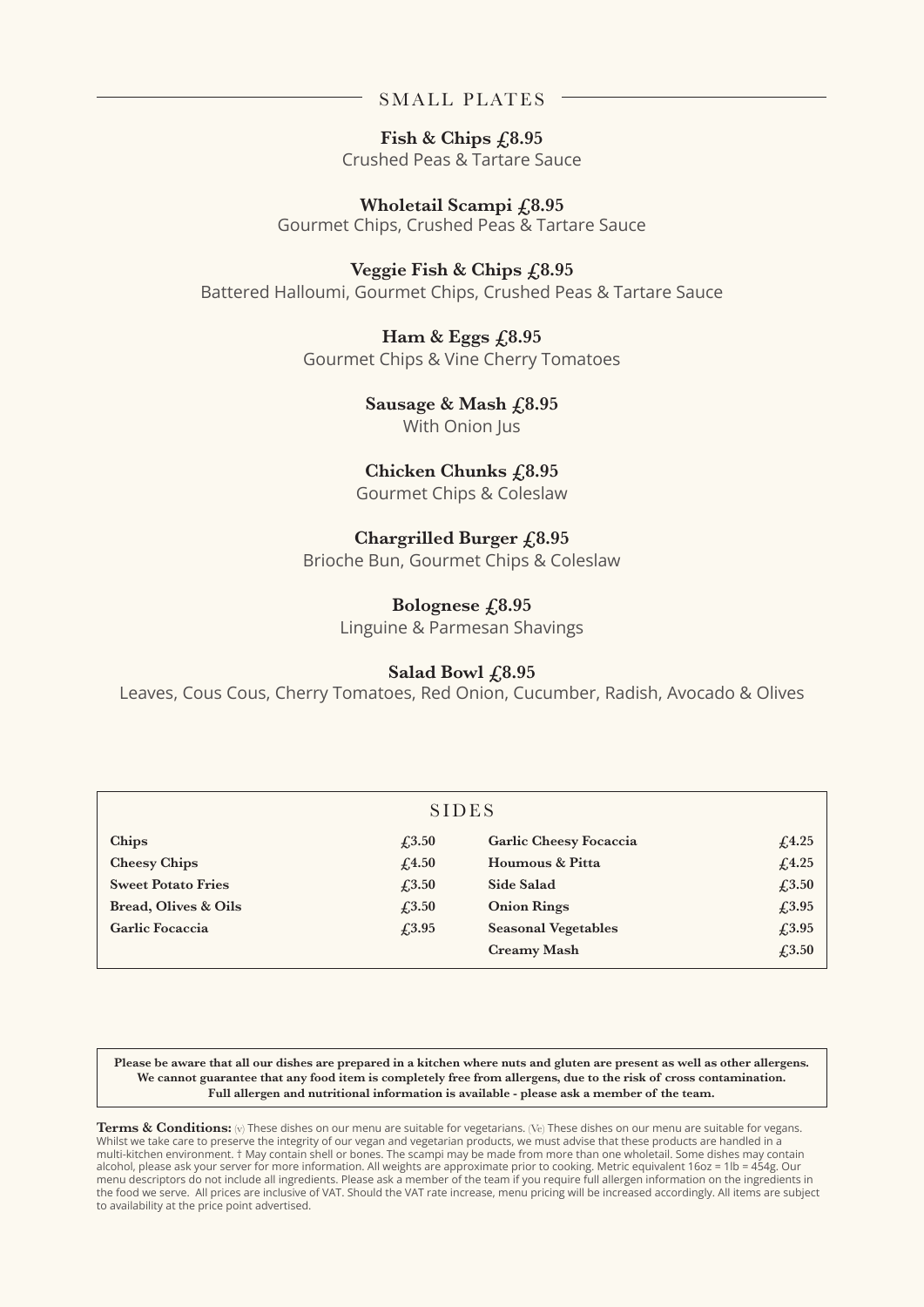## SMALL PLATES

**Fish & Chips £8.95**
Crushed Peas & Tartare Sauce

**Wholetail Scampi £8.95**
Gourmet Chips, Crushed Peas & Tartare Sauce

**Veggie Fish & Chips £8.95**
Battered Halloumi, Gourmet Chips, Crushed Peas & Tartare Sauce

**Ham & Eggs £8.95**
Gourmet Chips & Vine Cherry Tomatoes

**Sausage & Mash £8.95**
With Onion Jus

**Chicken Chunks £8.95**
Gourmet Chips & Coleslaw

**Chargrilled Burger £8.95**
Brioche Bun, Gourmet Chips & Coleslaw

**Bolognese £8.95**
Linguine & Parmesan Shavings

**Salad Bowl £8.95**
Leaves, Cous Cous, Cherry Tomatoes, Red Onion, Cucumber, Radish, Avocado & Olives

## SIDES

| Item | Price | Item | Price |
|---|---|---|---|
| **Chips** | **£3.50** | **Garlic Cheesy Focaccia** | **£4.25** |
| **Cheesy Chips** | **£4.50** | **Houmous & Pitta** | **£4.25** |
| **Sweet Potato Fries** | **£3.50** | **Side Salad** | **£3.50** |
| **Bread, Olives & Oils** | **£3.50** | **Onion Rings** | **£3.95** |
| **Garlic Focaccia** | **£3.95** | **Seasonal Vegetables** | **£3.95** |
| | | **Creamy Mash** | **£3.50** |

**Please be aware that all our dishes are prepared in a kitchen where nuts and gluten are present as well as other allergens. We cannot guarantee that any food item is completely free from allergens, due to the risk of cross contamination. Full allergen and nutritional information is available - please ask a member of the team.**

**Terms & Conditions:** (v) These dishes on our menu are suitable for vegetarians. (Ve) These dishes on our menu are suitable for vegans. Whilst we take care to preserve the integrity of our vegan and vegetarian products, we must advise that these products are handled in a multi-kitchen environment. † May contain shell or bones. The scampi may be made from more than one wholetail. Some dishes may contain alcohol, please ask your server for more information. All weights are approximate prior to cooking. Metric equivalent 16oz = 1lb = 454g. Our menu descriptors do not include all ingredients. Please ask a member of the team if you require full allergen information on the ingredients in the food we serve. All prices are inclusive of VAT. Should the VAT rate increase, menu pricing will be increased accordingly. All items are subject to availability at the price point advertised.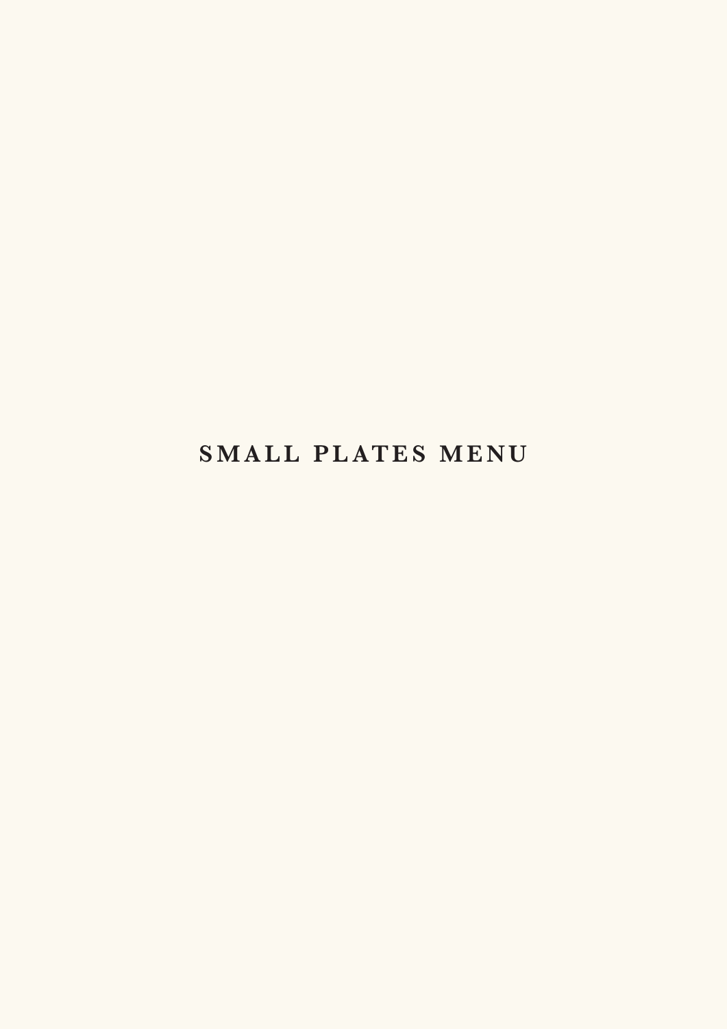# SMALL PLATES MENU